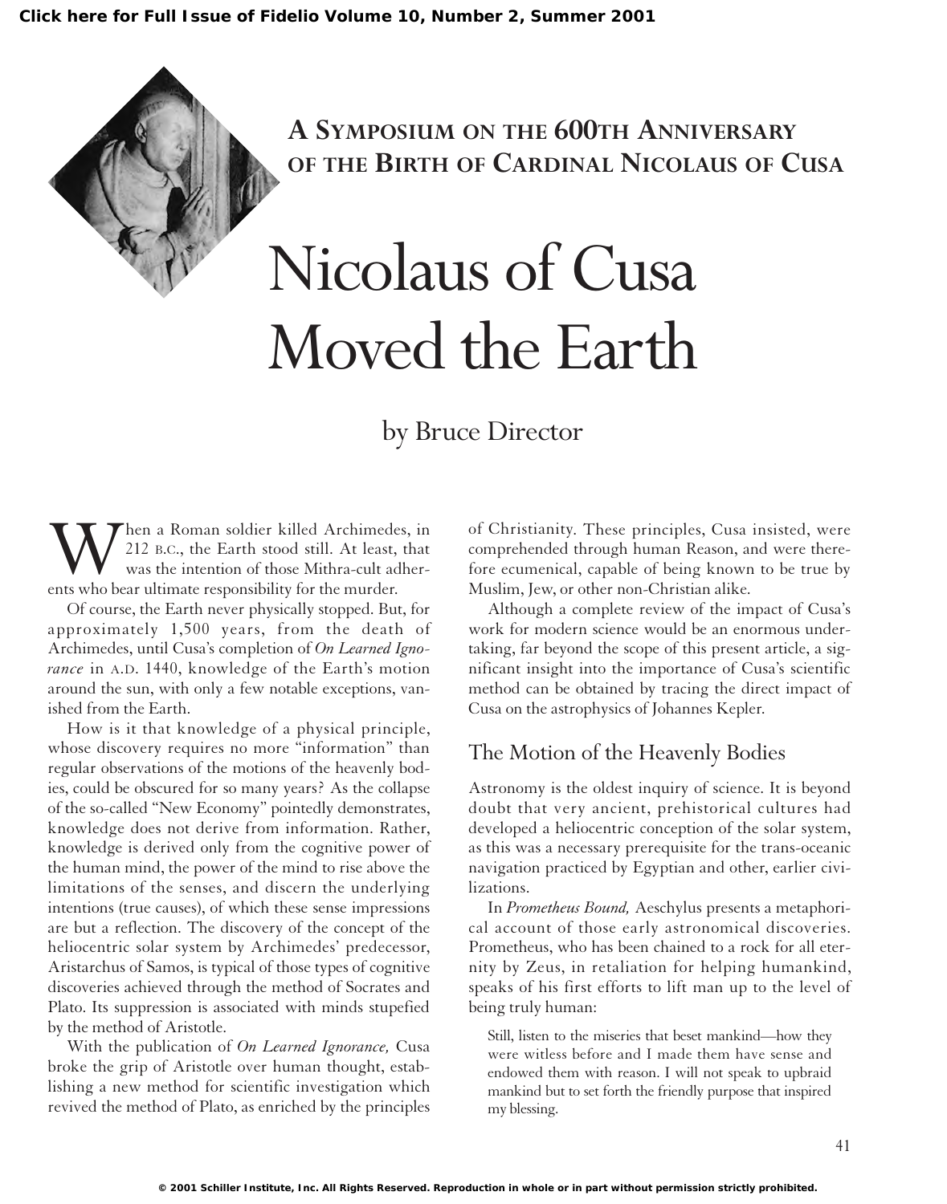Click here for Full Issue of Fidelio Volume 10, Number 2, Summer 2001

## A Symposium on the 600th Anniversary of the Birth of Cardinal Nicolaus of Cusa

# Nicolaus of Cusa Moved the Earth

by Bruce Director

When a Roman soldier killed Archimedes, in 212 B.C., the Earth stood still. At least, that was the intention of those Mithra-cult adherents who bear ultimate responsibility for the murder.

Of course, the Earth never physically stopped. But, for approximately 1,500 years, from the death of Archimedes, until Cusa's completion of *On Learned Ignorance* in A.D. 1440, knowledge of the Earth's motion around the sun, with only a few notable exceptions, vanished from the Earth.

How is it that knowledge of a physical principle, whose discovery requires no more "information" than regular observations of the motions of the heavenly bodies, could be obscured for so many years? As the collapse of the so-called "New Economy" pointedly demonstrates, knowledge does not derive from information. Rather, knowledge is derived only from the cognitive power of the human mind, the power of the mind to rise above the limitations of the senses, and discern the underlying intentions (true causes), of which these sense impressions are but a reflection. The discovery of the concept of the heliocentric solar system by Archimedes' predecessor, Aristarchus of Samos, is typical of those types of cognitive discoveries achieved through the method of Socrates and Plato. Its suppression is associated with minds stupefied by the method of Aristotle.

With the publication of *On Learned Ignorance,* Cusa broke the grip of Aristotle over human thought, establishing a new method for scientific investigation which revived the method of Plato, as enriched by the principles of Christianity. These principles, Cusa insisted, were comprehended through human Reason, and were therefore ecumenical, capable of being known to be true by Muslim, Jew, or other non-Christian alike.

Although a complete review of the impact of Cusa's work for modern science would be an enormous undertaking, far beyond the scope of this present article, a significant insight into the importance of Cusa's scientific method can be obtained by tracing the direct impact of Cusa on the astrophysics of Johannes Kepler.

## The Motion of the Heavenly Bodies

Astronomy is the oldest inquiry of science. It is beyond doubt that very ancient, prehistorical cultures had developed a heliocentric conception of the solar system, as this was a necessary prerequisite for the trans-oceanic navigation practiced by Egyptian and other, earlier civilizations.

In *Prometheus Bound,* Aeschylus presents a metaphorical account of those early astronomical discoveries. Prometheus, who has been chained to a rock for all eternity by Zeus, in retaliation for helping humankind, speaks of his first efforts to lift man up to the level of being truly human:

> Still, listen to the miseries that beset mankind—how they were witless before and I made them have sense and endowed them with reason. I will not speak to upbraid mankind but to set forth the friendly purpose that inspired my blessing.

© 2001 Schiller Institute, Inc. All Rights Reserved. Reproduction in whole or in part without permission strictly prohibited.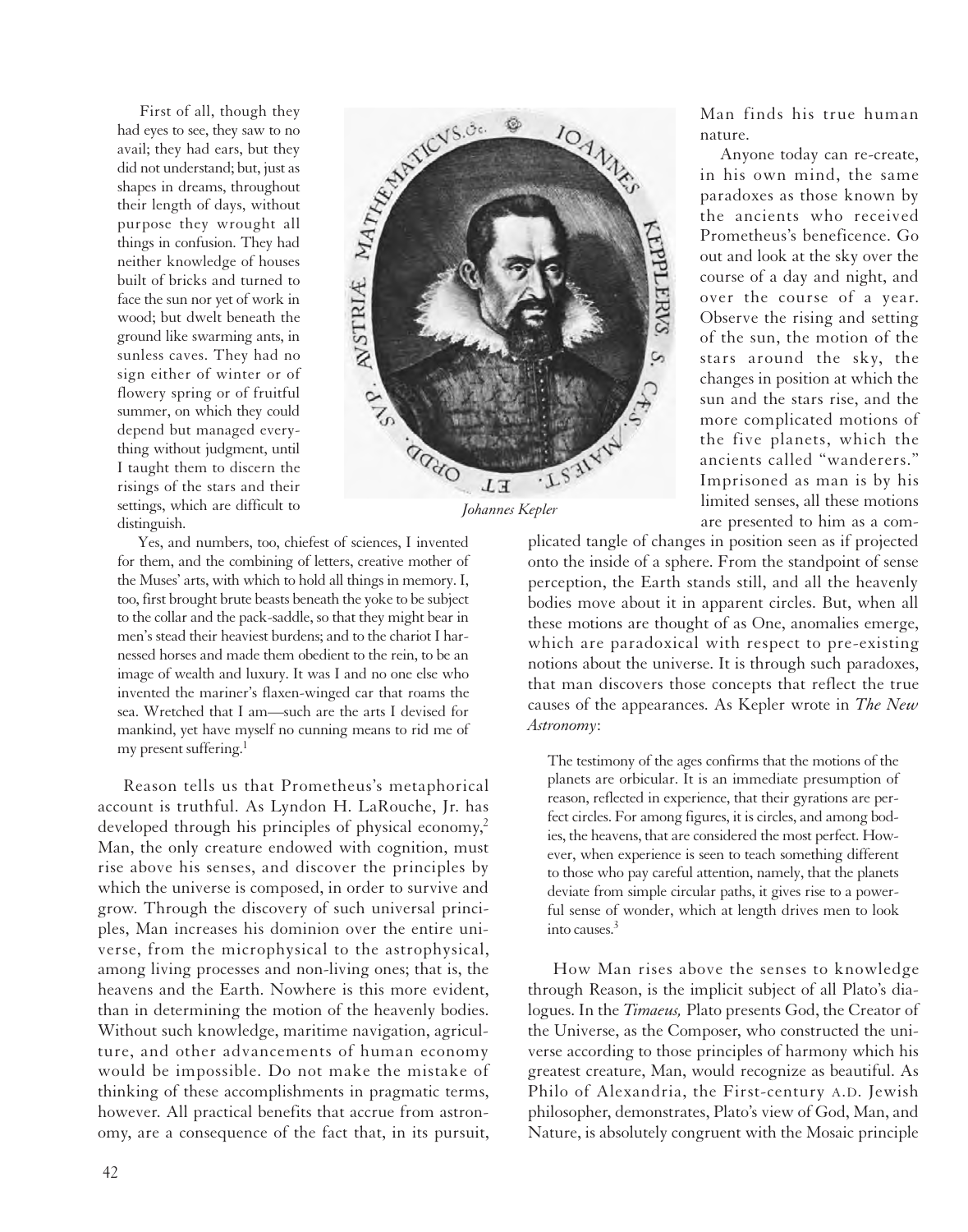> First of all, though they had eyes to see, they saw to no avail; they had ears, but they did not understand; but, just as shapes in dreams, throughout their length of days, without purpose they wrought all things in confusion. They had neither knowledge of houses built of bricks and turned to face the sun nor yet of work in wood; but dwelt beneath the ground like swarming ants, in sunless caves. They had no sign either of winter or of flowery spring or of fruitful summer, on which they could depend but managed everything without judgment, until I taught them to discern the risings of the stars and their settings, which are difficult to distinguish.
>
> Yes, and numbers, too, chiefest of sciences, I invented for them, and the combining of letters, creative mother of the Muses' arts, with which to hold all things in memory. I, too, first brought brute beasts beneath the yoke to be subject to the collar and the pack-saddle, so that they might bear in men's stead their heaviest burdens; and to the chariot I harnessed horses and made them obedient to the rein, to be an image of wealth and luxury. It was I and no one else who invented the mariner's flaxen-winged car that roams the sea. Wretched that I am—such are the arts I devised for mankind, yet have myself no cunning means to rid me of my present suffering.[1]

*Johannes Kepler*

Reason tells us that Prometheus's metaphorical account is truthful. As Lyndon H. LaRouche, Jr. has developed through his principles of physical economy,[2] Man, the only creature endowed with cognition, must rise above his senses, and discover the principles by which the universe is composed, in order to survive and grow. Through the discovery of such universal principles, Man increases his dominion over the entire universe, from the microphysical to the astrophysical, among living processes and non-living ones; that is, the heavens and the Earth. Nowhere is this more evident, than in determining the motion of the heavenly bodies. Without such knowledge, maritime navigation, agriculture, and other advancements of human economy would be impossible. Do not make the mistake of thinking of these accomplishments in pragmatic terms, however. All practical benefits that accrue from astronomy, are a consequence of the fact that, in its pursuit, Man finds his true human nature.

Anyone today can re-create, in his own mind, the same paradoxes as those known by the ancients who received Prometheus's beneficence. Go out and look at the sky over the course of a day and night, and over the course of a year. Observe the rising and setting of the sun, the motion of the stars around the sky, the changes in position at which the sun and the stars rise, and the more complicated motions of the five planets, which the ancients called "wanderers." Imprisoned as man is by his limited senses, all these motions are presented to him as a complicated tangle of changes in position seen as if projected onto the inside of a sphere. From the standpoint of sense perception, the Earth stands still, and all the heavenly bodies move about it in apparent circles. But, when all these motions are thought of as One, anomalies emerge, which are paradoxical with respect to pre-existing notions about the universe. It is through such paradoxes, that man discovers those concepts that reflect the true causes of the appearances. As Kepler wrote in *The New Astronomy*:

> The testimony of the ages confirms that the motions of the planets are orbicular. It is an immediate presumption of reason, reflected in experience, that their gyrations are perfect circles. For among figures, it is circles, and among bodies, the heavens, that are considered the most perfect. However, when experience is seen to teach something different to those who pay careful attention, namely, that the planets deviate from simple circular paths, it gives rise to a powerful sense of wonder, which at length drives men to look into causes.[3]

How Man rises above the senses to knowledge through Reason, is the implicit subject of all Plato's dialogues. In the *Timaeus,* Plato presents God, the Creator of the Universe, as the Composer, who constructed the universe according to those principles of harmony which his greatest creature, Man, would recognize as beautiful. As Philo of Alexandria, the First-century A.D. Jewish philosopher, demonstrates, Plato's view of God, Man, and Nature, is absolutely congruent with the Mosaic principle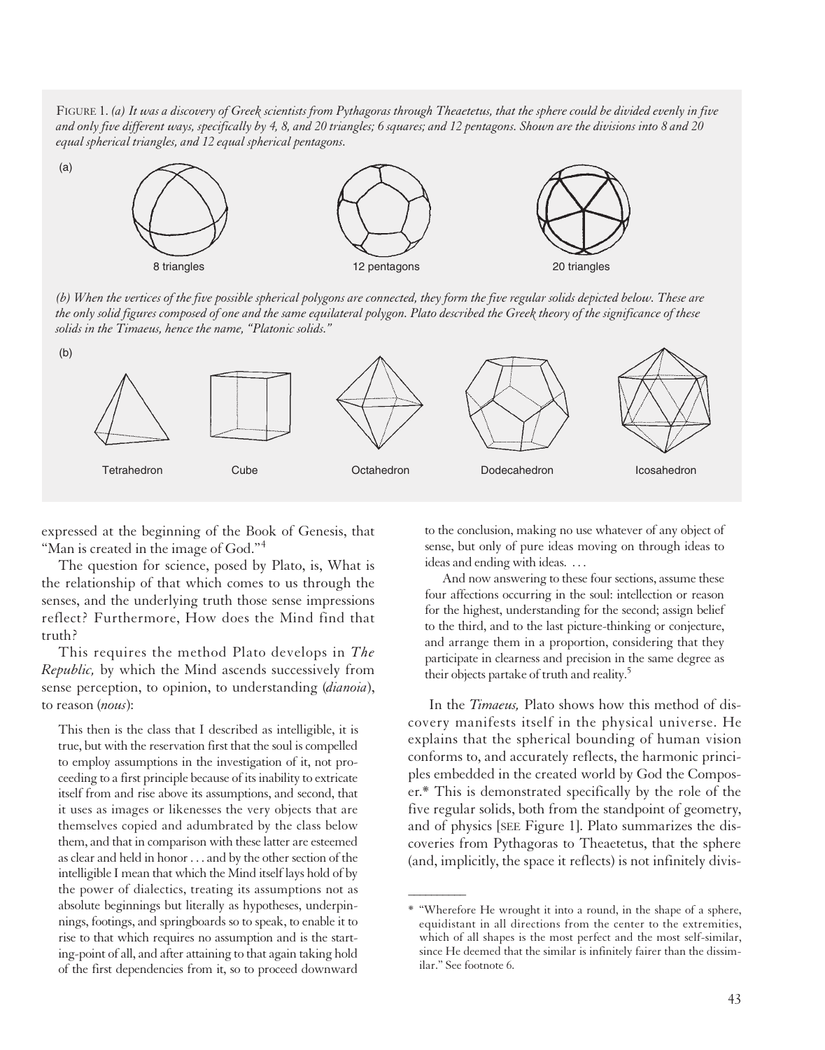FIGURE 1. *(a) It was a discovery of Greek scientists from Pythagoras through Theaetetus, that the sphere could be divided evenly in five and only five different ways, specifically by 4, 8, and 20 triangles; 6 squares; and 12 pentagons. Shown are the divisions into 8 and 20 equal spherical triangles, and 12 equal spherical pentagons.*

(a)

8 triangles — 12 pentagons — 20 triangles

*(b) When the vertices of the five possible spherical polygons are connected, they form the five regular solids depicted below. These are the only solid figures composed of one and the same equilateral polygon. Plato described the Greek theory of the significance of these solids in the Timaeus, hence the name, "Platonic solids."*

(b)

Tetrahedron — Cube — Octahedron — Dodecahedron — Icosahedron

expressed at the beginning of the Book of Genesis, that "Man is created in the image of God."[4]

The question for science, posed by Plato, is, What is the relationship of that which comes to us through the senses, and the underlying truth those sense impressions reflect? Furthermore, How does the Mind find that truth?

This requires the method Plato develops in *The Republic,* by which the Mind ascends successively from sense perception, to opinion, to understanding (*dianoia*), to reason (*nous*):

> This then is the class that I described as intelligible, it is true, but with the reservation first that the soul is compelled to employ assumptions in the investigation of it, not proceeding to a first principle because of its inability to extricate itself from and rise above its assumptions, and second, that it uses as images or likenesses the very objects that are themselves copied and adumbrated by the class below them, and that in comparison with these latter are esteemed as clear and held in honor . . . and by the other section of the intelligible I mean that which the Mind itself lays hold of by the power of dialectics, treating its assumptions not as absolute beginnings but literally as hypotheses, underpinnings, footings, and springboards so to speak, to enable it to rise to that which requires no assumption and is the starting-point of all, and after attaining to that again taking hold of the first dependencies from it, so to proceed downward to the conclusion, making no use whatever of any object of sense, but only of pure ideas moving on through ideas to ideas and ending with ideas. . . .
>
> And now answering to these four sections, assume these four affections occurring in the soul: intellection or reason for the highest, understanding for the second; assign belief to the third, and to the last picture-thinking or conjecture, and arrange them in a proportion, considering that they participate in clearness and precision in the same degree as their objects partake of truth and reality.[5]

In the *Timaeus,* Plato shows how this method of discovery manifests itself in the physical universe. He explains that the spherical bounding of human vision conforms to, and accurately reflects, the harmonic principles embedded in the created world by God the Composer.* This is demonstrated specifically by the role of the five regular solids, both from the standpoint of geometry, and of physics [SEE Figure 1]. Plato summarizes the discoveries from Pythagoras to Theaetetus, that the sphere (and, implicitly, the space it reflects) is not infinitely divis-

---

\* "Wherefore He wrought it into a round, in the shape of a sphere, equidistant in all directions from the center to the extremities, which of all shapes is the most perfect and the most self-similar, since He deemed that the similar is infinitely fairer than the dissimilar." See footnote 6.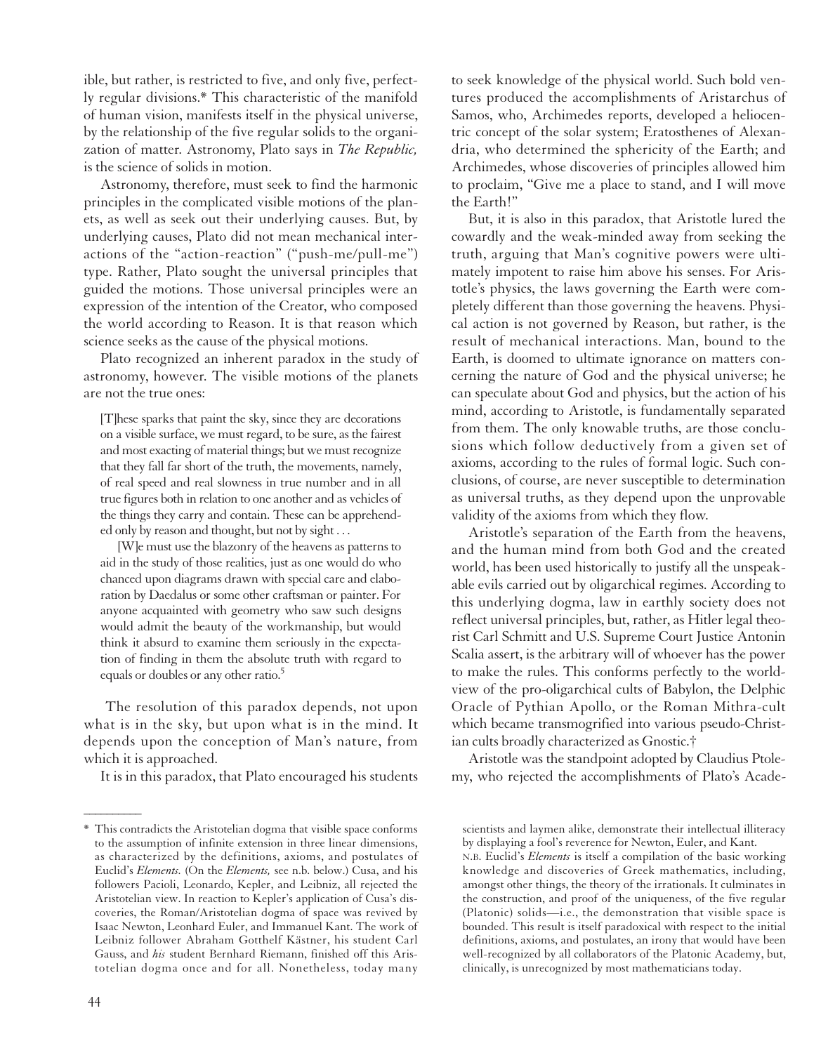ible, but rather, is restricted to five, and only five, perfectly regular divisions.* This characteristic of the manifold of human vision, manifests itself in the physical universe, by the relationship of the five regular solids to the organization of matter. Astronomy, Plato says in *The Republic,* is the science of solids in motion.

Astronomy, therefore, must seek to find the harmonic principles in the complicated visible motions of the planets, as well as seek out their underlying causes. But, by underlying causes, Plato did not mean mechanical interactions of the "action-reaction" ("push-me/pull-me") type. Rather, Plato sought the universal principles that guided the motions. Those universal principles were an expression of the intention of the Creator, who composed the world according to Reason. It is that reason which science seeks as the cause of the physical motions.

Plato recognized an inherent paradox in the study of astronomy, however. The visible motions of the planets are not the true ones:

> [T]hese sparks that paint the sky, since they are decorations on a visible surface, we must regard, to be sure, as the fairest and most exacting of material things; but we must recognize that they fall far short of the truth, the movements, namely, of real speed and real slowness in true number and in all true figures both in relation to one another and as vehicles of the things they carry and contain. These can be apprehended only by reason and thought, but not by sight . . .
>
> [W]e must use the blazonry of the heavens as patterns to aid in the study of those realities, just as one would do who chanced upon diagrams drawn with special care and elaboration by Daedalus or some other craftsman or painter. For anyone acquainted with geometry who saw such designs would admit the beauty of the workmanship, but would think it absurd to examine them seriously in the expectation of finding in them the absolute truth with regard to equals or doubles or any other ratio.[5]

The resolution of this paradox depends, not upon what is in the sky, but upon what is in the mind. It depends upon the conception of Man's nature, from which it is approached.

It is in this paradox, that Plato encouraged his students to seek knowledge of the physical world. Such bold ventures produced the accomplishments of Aristarchus of Samos, who, Archimedes reports, developed a heliocentric concept of the solar system; Eratosthenes of Alexandria, who determined the sphericity of the Earth; and Archimedes, whose discoveries of principles allowed him to proclaim, "Give me a place to stand, and I will move the Earth!"

But, it is also in this paradox, that Aristotle lured the cowardly and the weak-minded away from seeking the truth, arguing that Man's cognitive powers were ultimately impotent to raise him above his senses. For Aristotle's physics, the laws governing the Earth were completely different than those governing the heavens. Physical action is not governed by Reason, but rather, is the result of mechanical interactions. Man, bound to the Earth, is doomed to ultimate ignorance on matters concerning the nature of God and the physical universe; he can speculate about God and physics, but the action of his mind, according to Aristotle, is fundamentally separated from them. The only knowable truths, are those conclusions which follow deductively from a given set of axioms, according to the rules of formal logic. Such conclusions, of course, are never susceptible to determination as universal truths, as they depend upon the unprovable validity of the axioms from which they flow.

Aristotle's separation of the Earth from the heavens, and the human mind from both God and the created world, has been used historically to justify all the unspeakable evils carried out by oligarchical regimes. According to this underlying dogma, law in earthly society does not reflect universal principles, but, rather, as Hitler legal theorist Carl Schmitt and U.S. Supreme Court Justice Antonin Scalia assert, is the arbitrary will of whoever has the power to make the rules. This conforms perfectly to the worldview of the pro-oligarchical cults of Babylon, the Delphic Oracle of Pythian Apollo, or the Roman Mithra-cult which became transmogrified into various pseudo-Christian cults broadly characterized as Gnostic.†

Aristotle was the standpoint adopted by Claudius Ptolemy, who rejected the accomplishments of Plato's Acade-

---

\* This contradicts the Aristotelian dogma that visible space conforms to the assumption of infinite extension in three linear dimensions, as characterized by the definitions, axioms, and postulates of Euclid's *Elements.* (On the *Elements,* see n.b. below.) Cusa, and his followers Pacioli, Leonardo, Kepler, and Leibniz, all rejected the Aristotelian view. In reaction to Kepler's application of Cusa's discoveries, the Roman/Aristotelian dogma of space was revived by Isaac Newton, Leonhard Euler, and Immanuel Kant. The work of Leibniz follower Abraham Gotthelf Kästner, his student Carl Gauss, and *his* student Bernhard Riemann, finished off this Aristotelian dogma once and for all. Nonetheless, today many scientists and laymen alike, demonstrate their intellectual illiteracy by displaying a fool's reverence for Newton, Euler, and Kant.

N.B. Euclid's *Elements* is itself a compilation of the basic working knowledge and discoveries of Greek mathematics, including, amongst other things, the theory of the irrationals. It culminates in the construction, and proof of the uniqueness, of the five regular (Platonic) solids—i.e., the demonstration that visible space is bounded. This result is itself paradoxical with respect to the initial definitions, axioms, and postulates, an irony that would have been well-recognized by all collaborators of the Platonic Academy, but, clinically, is unrecognized by most mathematicians today.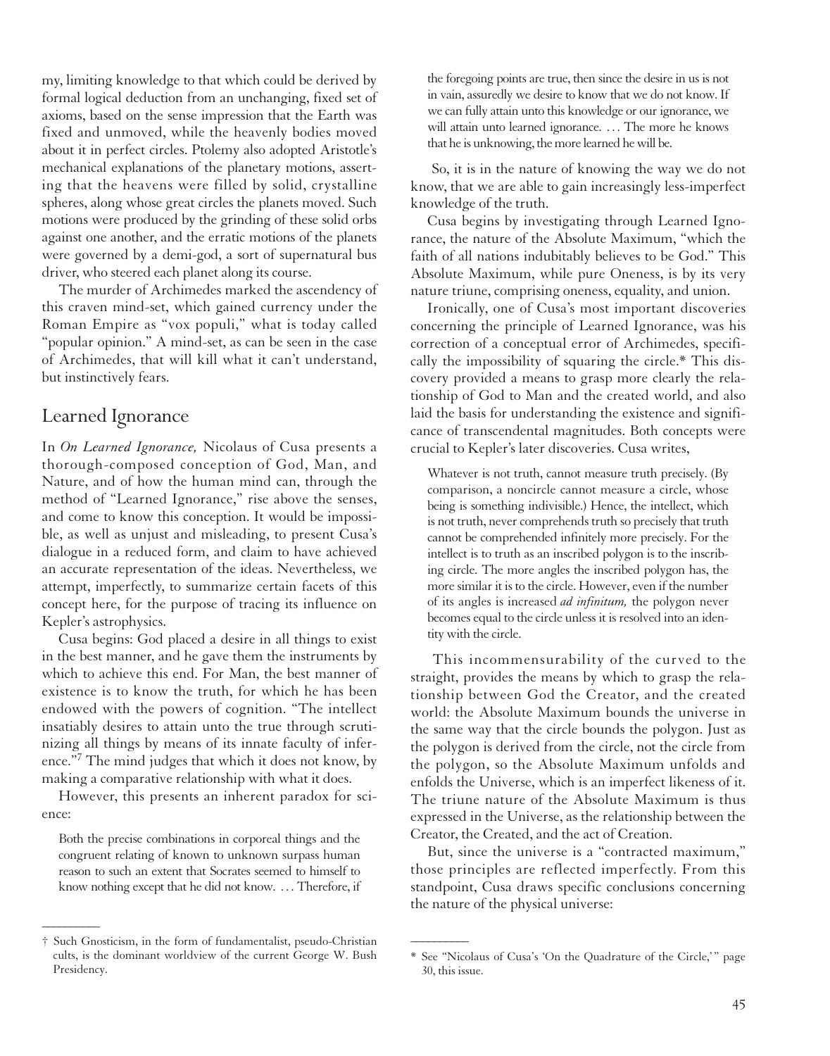my, limiting knowledge to that which could be derived by formal logical deduction from an unchanging, fixed set of axioms, based on the sense impression that the Earth was fixed and unmoved, while the heavenly bodies moved about it in perfect circles. Ptolemy also adopted Aristotle's mechanical explanations of the planetary motions, asserting that the heavens were filled by solid, crystalline spheres, along whose great circles the planets moved. Such motions were produced by the grinding of these solid orbs against one another, and the erratic motions of the planets were governed by a demi-god, a sort of supernatural bus driver, who steered each planet along its course.

The murder of Archimedes marked the ascendency of this craven mind-set, which gained currency under the Roman Empire as "vox populi," what is today called "popular opinion." A mind-set, as can be seen in the case of Archimedes, that will kill what it can't understand, but instinctively fears.

## Learned Ignorance

In *On Learned Ignorance,* Nicolaus of Cusa presents a thorough-composed conception of God, Man, and Nature, and of how the human mind can, through the method of "Learned Ignorance," rise above the senses, and come to know this conception. It would be impossible, as well as unjust and misleading, to present Cusa's dialogue in a reduced form, and claim to have achieved an accurate representation of the ideas. Nevertheless, we attempt, imperfectly, to summarize certain facets of this concept here, for the purpose of tracing its influence on Kepler's astrophysics.

Cusa begins: God placed a desire in all things to exist in the best manner, and he gave them the instruments by which to achieve this end. For Man, the best manner of existence is to know the truth, for which he has been endowed with the powers of cognition. "The intellect insatiably desires to attain unto the true through scrutinizing all things by means of its innate faculty of inference."[7] The mind judges that which it does not know, by making a comparative relationship with what it does.

However, this presents an inherent paradox for science:

> Both the precise combinations in corporeal things and the congruent relating of known to unknown surpass human reason to such an extent that Socrates seemed to himself to know nothing except that he did not know. . . . Therefore, if the foregoing points are true, then since the desire in us is not in vain, assuredly we desire to know that we do not know. If we can fully attain unto this knowledge or our ignorance, we will attain unto learned ignorance. . . . The more he knows that he is unknowing, the more learned he will be.

So, it is in the nature of knowing the way we do not know, that we are able to gain increasingly less-imperfect knowledge of the truth.

Cusa begins by investigating through Learned Ignorance, the nature of the Absolute Maximum, "which the faith of all nations indubitably believes to be God." This Absolute Maximum, while pure Oneness, is by its very nature triune, comprising oneness, equality, and union.

Ironically, one of Cusa's most important discoveries concerning the principle of Learned Ignorance, was his correction of a conceptual error of Archimedes, specifically the impossibility of squaring the circle.* This discovery provided a means to grasp more clearly the relationship of God to Man and the created world, and also laid the basis for understanding the existence and significance of transcendental magnitudes. Both concepts were crucial to Kepler's later discoveries. Cusa writes,

> Whatever is not truth, cannot measure truth precisely. (By comparison, a noncircle cannot measure a circle, whose being is something indivisible.) Hence, the intellect, which is not truth, never comprehends truth so precisely that truth cannot be comprehended infinitely more precisely. For the intellect is to truth as an inscribed polygon is to the inscribing circle. The more angles the inscribed polygon has, the more similar it is to the circle. However, even if the number of its angles is increased *ad infinitum,* the polygon never becomes equal to the circle unless it is resolved into an identity with the circle.

This incommensurability of the curved to the straight, provides the means by which to grasp the relationship between God the Creator, and the created world: the Absolute Maximum bounds the universe in the same way that the circle bounds the polygon. Just as the polygon is derived from the circle, not the circle from the polygon, so the Absolute Maximum unfolds and enfolds the Universe, which is an imperfect likeness of it. The triune nature of the Absolute Maximum is thus expressed in the Universe, as the relationship between the Creator, the Created, and the act of Creation.

But, since the universe is a "contracted maximum," those principles are reflected imperfectly. From this standpoint, Cusa draws specific conclusions concerning the nature of the physical universe:

---

† Such Gnosticism, in the form of fundamentalist, pseudo-Christian cults, is the dominant worldview of the current George W. Bush Presidency.

\* See "Nicolaus of Cusa's 'On the Quadrature of the Circle,'" page 30, this issue.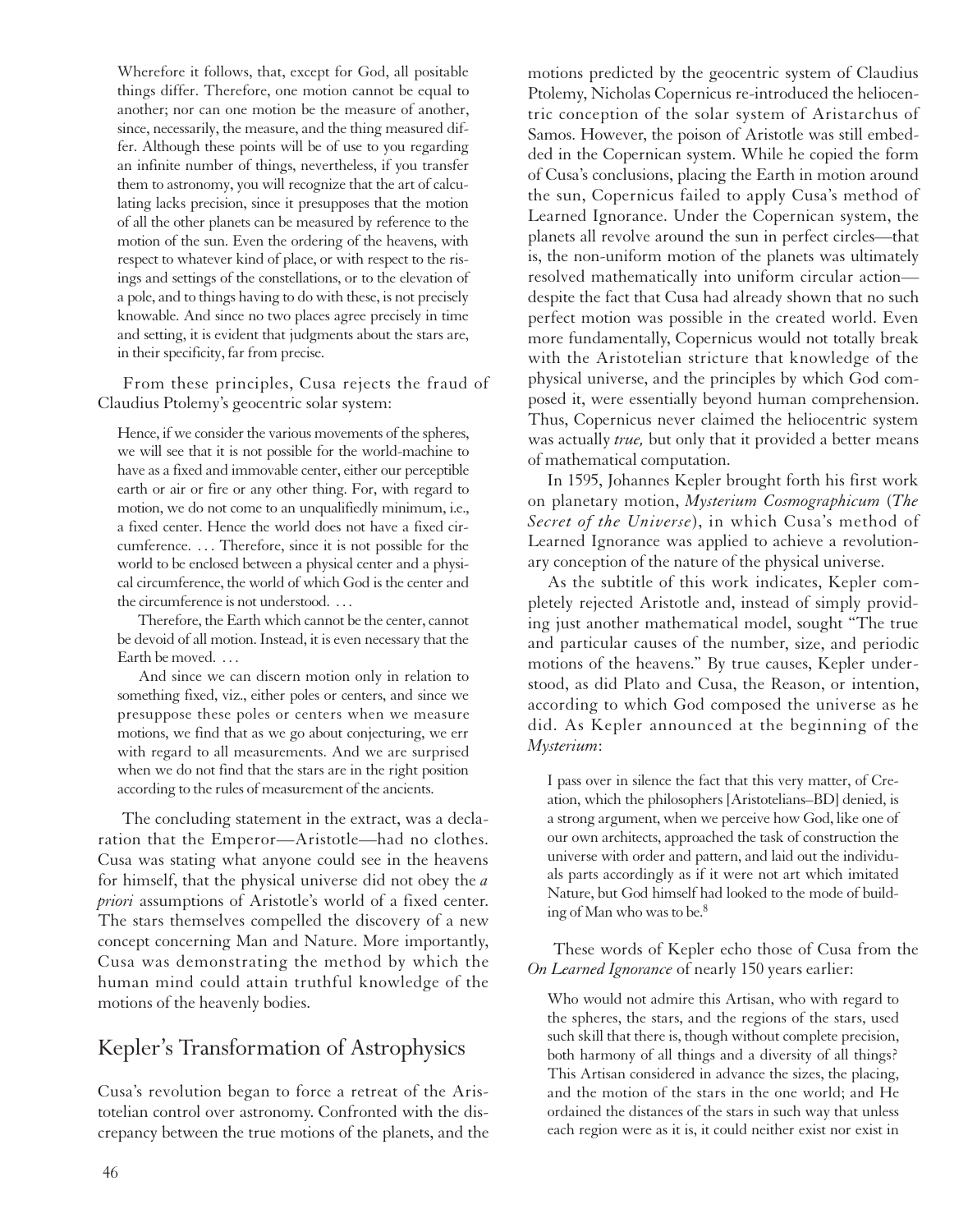> Wherefore it follows, that, except for God, all positable things differ. Therefore, one motion cannot be equal to another; nor can one motion be the measure of another, since, necessarily, the measure, and the thing measured differ. Although these points will be of use to you regarding an infinite number of things, nevertheless, if you transfer them to astronomy, you will recognize that the art of calculating lacks precision, since it presupposes that the motion of all the other planets can be measured by reference to the motion of the sun. Even the ordering of the heavens, with respect to whatever kind of place, or with respect to the risings and settings of the constellations, or to the elevation of a pole, and to things having to do with these, is not precisely knowable. And since no two places agree precisely in time and setting, it is evident that judgments about the stars are, in their specificity, far from precise.

From these principles, Cusa rejects the fraud of Claudius Ptolemy's geocentric solar system:

> Hence, if we consider the various movements of the spheres, we will see that it is not possible for the world-machine to have as a fixed and immovable center, either our perceptible earth or air or fire or any other thing. For, with regard to motion, we do not come to an unqualifiedly minimum, i.e., a fixed center. Hence the world does not have a fixed circumference. . . . Therefore, since it is not possible for the world to be enclosed between a physical center and a physical circumference, the world of which God is the center and the circumference is not understood. . . .
>
> Therefore, the Earth which cannot be the center, cannot be devoid of all motion. Instead, it is even necessary that the Earth be moved. . . .
>
> And since we can discern motion only in relation to something fixed, viz., either poles or centers, and since we presuppose these poles or centers when we measure motions, we find that as we go about conjecturing, we err with regard to all measurements. And we are surprised when we do not find that the stars are in the right position according to the rules of measurement of the ancients.

The concluding statement in the extract, was a declaration that the Emperor—Aristotle—had no clothes. Cusa was stating what anyone could see in the heavens for himself, that the physical universe did not obey the *a priori* assumptions of Aristotle's world of a fixed center. The stars themselves compelled the discovery of a new concept concerning Man and Nature. More importantly, Cusa was demonstrating the method by which the human mind could attain truthful knowledge of the motions of the heavenly bodies.

## Kepler's Transformation of Astrophysics

Cusa's revolution began to force a retreat of the Aristotelian control over astronomy. Confronted with the discrepancy between the true motions of the planets, and the motions predicted by the geocentric system of Claudius Ptolemy, Nicholas Copernicus re-introduced the heliocentric conception of the solar system of Aristarchus of Samos. However, the poison of Aristotle was still embedded in the Copernican system. While he copied the form of Cusa's conclusions, placing the Earth in motion around the sun, Copernicus failed to apply Cusa's method of Learned Ignorance. Under the Copernican system, the planets all revolve around the sun in perfect circles—that is, the non-uniform motion of the planets was ultimately resolved mathematically into uniform circular action—despite the fact that Cusa had already shown that no such perfect motion was possible in the created world. Even more fundamentally, Copernicus would not totally break with the Aristotelian stricture that knowledge of the physical universe, and the principles by which God composed it, were essentially beyond human comprehension. Thus, Copernicus never claimed the heliocentric system was actually ***true,*** but only that it provided a better means of mathematical computation.

In 1595, Johannes Kepler brought forth his first work on planetary motion, *Mysterium Cosmographicum* (*The Secret of the Universe*), in which Cusa's method of Learned Ignorance was applied to achieve a revolutionary conception of the nature of the physical universe.

As the subtitle of this work indicates, Kepler completely rejected Aristotle and, instead of simply providing just another mathematical model, sought "The true and particular causes of the number, size, and periodic motions of the heavens." By true causes, Kepler understood, as did Plato and Cusa, the Reason, or intention, according to which God composed the universe as he did. As Kepler announced at the beginning of the *Mysterium*:

> I pass over in silence the fact that this very matter, of Creation, which the philosophers [Aristotelians–BD] denied, is a strong argument, when we perceive how God, like one of our own architects, approached the task of construction the universe with order and pattern, and laid out the individuals parts accordingly as if it were not art which imitated Nature, but God himself had looked to the mode of building of Man who was to be.[8]

These words of Kepler echo those of Cusa from the *On Learned Ignorance* of nearly 150 years earlier:

> Who would not admire this Artisan, who with regard to the spheres, the stars, and the regions of the stars, used such skill that there is, though without complete precision, both harmony of all things and a diversity of all things? This Artisan considered in advance the sizes, the placing, and the motion of the stars in the one world; and He ordained the distances of the stars in such way that unless each region were as it is, it could neither exist nor exist in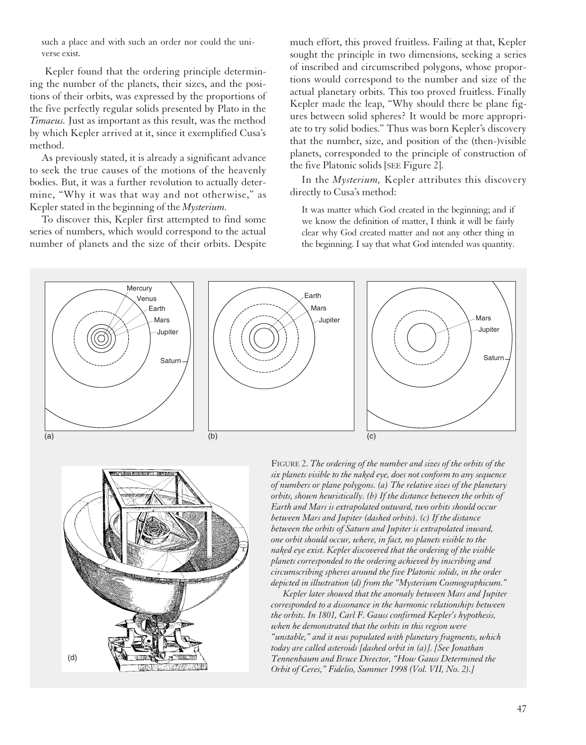such a place and with such an order nor could the universe exist.

Kepler found that the ordering principle determining the number of the planets, their sizes, and the positions of their orbits, was expressed by the proportions of the five perfectly regular solids presented by Plato in the *Timaeus.* Just as important as this result, was the method by which Kepler arrived at it, since it exemplified Cusa's method.

As previously stated, it is already a significant advance to seek the true causes of the motions of the heavenly bodies. But, it was a further revolution to actually determine, "Why it was that way and not otherwise," as Kepler stated in the beginning of the *Mysterium.*

To discover this, Kepler first attempted to find some series of numbers, which would correspond to the actual number of planets and the size of their orbits. Despite much effort, this proved fruitless. Failing at that, Kepler sought the principle in two dimensions, seeking a series of inscribed and circumscribed polygons, whose proportions would correspond to the number and size of the actual planetary orbits. This too proved fruitless. Finally Kepler made the leap, "Why should there be plane figures between solid spheres? It would be more appropriate to try solid bodies." Thus was born Kepler's discovery that the number, size, and position of the (then-)visible planets, corresponded to the principle of construction of the five Platonic solids [SEE Figure 2].

In the *Mysterium,* Kepler attributes this discovery directly to Cusa's method:

> It was matter which God created in the beginning; and if we know the definition of matter, I think it will be fairly clear why God created matter and not any other thing in the beginning. I say that what God intended was quantity.

FIGURE 2. *The ordering of the number and sizes of the orbits of the six planets visible to the naked eye, does not conform to any sequence of numbers or plane polygons. (a) The relative sizes of the planetary orbits, shown heuristically. (b) If the distance between the orbits of Earth and Mars is extrapolated outward, two orbits should occur between Mars and Jupiter (dashed orbits). (c) If the distance between the orbits of Saturn and Jupiter is extrapolated inward, one orbit should occur, where, in fact, no planets visible to the naked eye exist. Kepler discovered that the ordering of the visible planets corresponded to the ordering achieved by inscribing and circumscribing spheres around the five Platonic solids, in the order depicted in illustration (d) from the "Mysterium Cosmographicum."*

*Kepler later showed that the anomaly between Mars and Jupiter corresponded to a dissonance in the harmonic relationships between the orbits. In 1801, Carl F. Gauss confirmed Kepler's hypothesis, when he demonstrated that the orbits in this region were "unstable," and it was populated with planetary fragments, which today are called asteroids [dashed orbit in (a)]. [See Jonathan Tennenbaum and Bruce Director, "How Gauss Determined the Orbit of Ceres," Fidelio, Summer 1998 (Vol. VII, No. 2).]*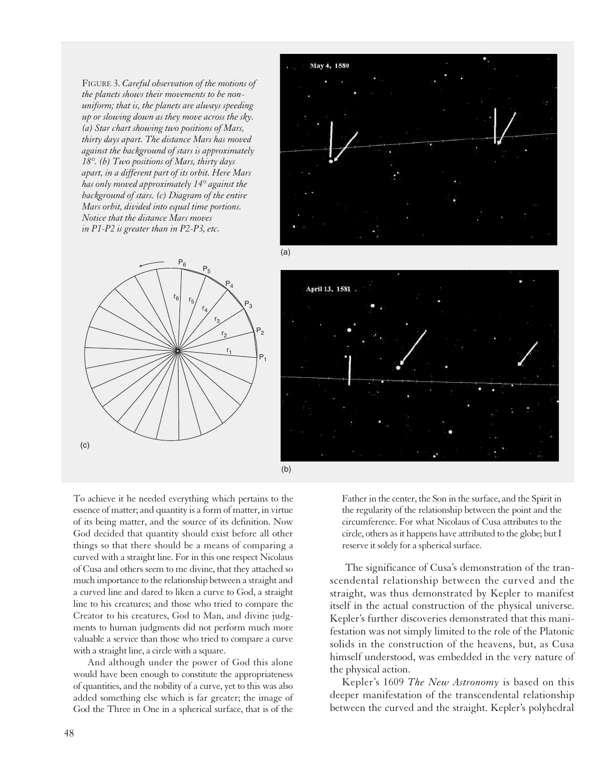FIGURE 3. *Careful observation of the motions of the planets shows their movements to be non-uniform; that is, the planets are always speeding up or slowing down as they move across the sky. (a) Star chart showing two positions of Mars, thirty days apart. The distance Mars has moved against the background of stars is approximately 18°. (b) Two positions of Mars, thirty days apart, in a different part of its orbit. Here Mars has only moved approximately 14° against the background of stars. (c) Diagram of the entire Mars orbit, divided into equal time portions. Notice that the distance Mars moves in P1-P2 is greater than in P2-P3, etc.*

To achieve it he needed everything which pertains to the essence of matter; and quantity is a form of matter, in virtue of its being matter, and the source of its definition. Now God decided that quantity should exist before all other things so that there should be a means of comparing a curved with a straight line. For in this one respect Nicolaus of Cusa and others seem to me divine, that they attached so much importance to the relationship between a straight and a curved line and dared to liken a curve to God, a straight line to his creatures; and those who tried to compare the Creator to his creatures, God to Man, and divine judgments to human judgments did not perform much more valuable a service than those who tried to compare a curve with a straight line, a circle with a square.

And although under the power of God this alone would have been enough to constitute the appropriateness of quantities, and the nobility of a curve, yet to this was also added something else which is far greater; the image of God the Three in One in a spherical surface, that is of the Father in the center, the Son in the surface, and the Spirit in the regularity of the relationship between the point and the circumference. For what Nicolaus of Cusa attributes to the circle, others as it happens have attributed to the globe; but I reserve it solely for a spherical surface.

The significance of Cusa's demonstration of the transcendental relationship between the curved and the straight, was thus demonstrated by Kepler to manifest itself in the actual construction of the physical universe. Kepler's further discoveries demonstrated that this manifestation was not simply limited to the role of the Platonic solids in the construction of the heavens, but, as Cusa himself understood, was embedded in the very nature of the physical action.

Kepler's 1609 *The New Astronomy* is based on this deeper manifestation of the transcendental relationship between the curved and the straight. Kepler's polyhedral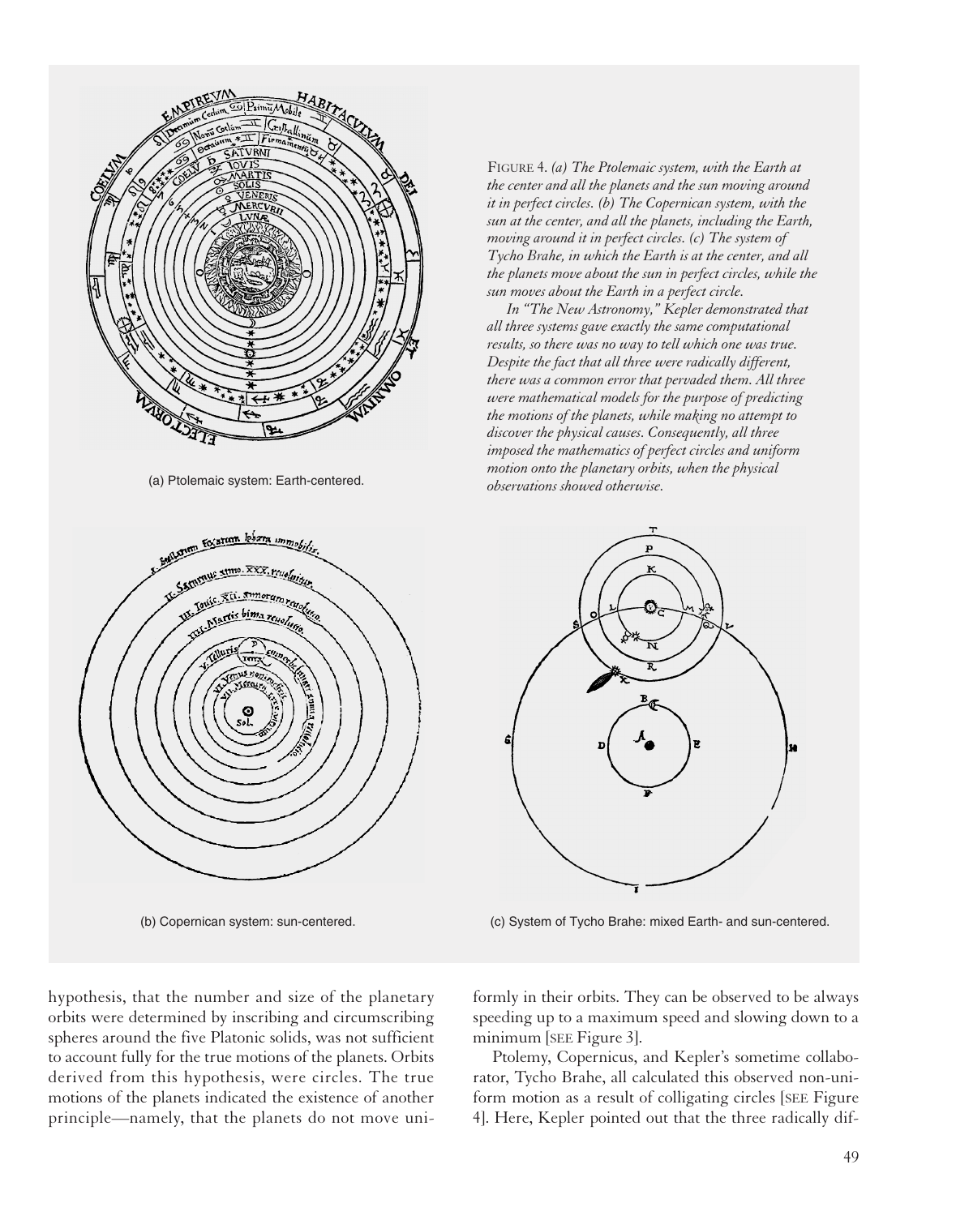(a) Ptolemaic system: Earth-centered.

FIGURE 4. *(a) The Ptolemaic system, with the Earth at the center and all the planets and the sun moving around it in perfect circles. (b) The Copernican system, with the sun at the center, and all the planets, including the Earth, moving around it in perfect circles. (c) The system of Tycho Brahe, in which the Earth is at the center, and all the planets move about the sun in perfect circles, while the sun moves about the Earth in a perfect circle.*

*In "The New Astronomy," Kepler demonstrated that all three systems gave exactly the same computational results, so there was no way to tell which one was true. Despite the fact that all three were radically different, there was a common error that pervaded them. All three were mathematical models for the purpose of predicting the motions of the planets, while making no attempt to discover the physical causes. Consequently, all three imposed the mathematics of perfect circles and uniform motion onto the planetary orbits, when the physical observations showed otherwise.*

(b) Copernican system: sun-centered.

(c) System of Tycho Brahe: mixed Earth- and sun-centered.

hypothesis, that the number and size of the planetary orbits were determined by inscribing and circumscribing spheres around the five Platonic solids, was not sufficient to account fully for the true motions of the planets. Orbits derived from this hypothesis, were circles. The true motions of the planets indicated the existence of another principle—namely, that the planets do not move uniformly in their orbits. They can be observed to be always speeding up to a maximum speed and slowing down to a minimum [SEE Figure 3].

Ptolemy, Copernicus, and Kepler's sometime collaborator, Tycho Brahe, all calculated this observed non-uniform motion as a result of colligating circles [SEE Figure 4]. Here, Kepler pointed out that the three radically dif-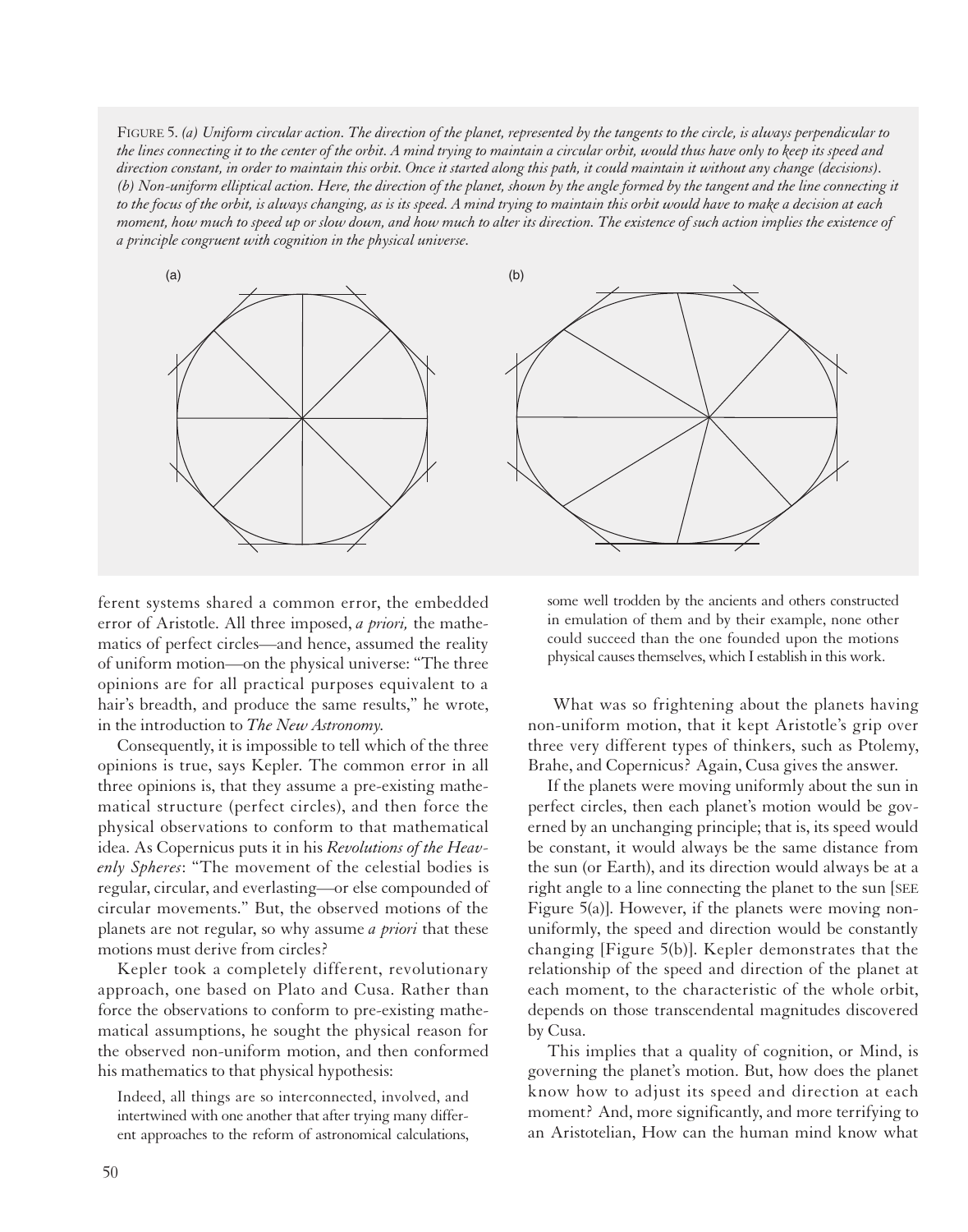FIGURE 5. *(a) Uniform circular action. The direction of the planet, represented by the tangents to the circle, is always perpendicular to the lines connecting it to the center of the orbit. A mind trying to maintain a circular orbit, would thus have only to keep its speed and direction constant, in order to maintain this orbit. Once it started along this path, it could maintain it without any change (decisions). (b) Non-uniform elliptical action. Here, the direction of the planet, shown by the angle formed by the tangent and the line connecting it to the focus of the orbit, is always changing, as is its speed. A mind trying to maintain this orbit would have to make a decision at each moment, how much to speed up or slow down, and how much to alter its direction. The existence of such action implies the existence of a principle congruent with cognition in the physical universe.*

ferent systems shared a common error, the embedded error of Aristotle. All three imposed, *a priori,* the mathematics of perfect circles—and hence, assumed the reality of uniform motion—on the physical universe: "The three opinions are for all practical purposes equivalent to a hair's breadth, and produce the same results," he wrote, in the introduction to *The New Astronomy.*

Consequently, it is impossible to tell which of the three opinions is true, says Kepler. The common error in all three opinions is, that they assume a pre-existing mathematical structure (perfect circles), and then force the physical observations to conform to that mathematical idea. As Copernicus puts it in his *Revolutions of the Heavenly Spheres*: "The movement of the celestial bodies is regular, circular, and everlasting—or else compounded of circular movements." But, the observed motions of the planets are not regular, so why assume *a priori* that these motions must derive from circles?

Kepler took a completely different, revolutionary approach, one based on Plato and Cusa. Rather than force the observations to conform to pre-existing mathematical assumptions, he sought the physical reason for the observed non-uniform motion, and then conformed his mathematics to that physical hypothesis:

> Indeed, all things are so interconnected, involved, and intertwined with one another that after trying many different approaches to the reform of astronomical calculations, some well trodden by the ancients and others constructed in emulation of them and by their example, none other could succeed than the one founded upon the motions physical causes themselves, which I establish in this work.

What was so frightening about the planets having non-uniform motion, that it kept Aristotle's grip over three very different types of thinkers, such as Ptolemy, Brahe, and Copernicus? Again, Cusa gives the answer.

If the planets were moving uniformly about the sun in perfect circles, then each planet's motion would be governed by an unchanging principle; that is, its speed would be constant, it would always be the same distance from the sun (or Earth), and its direction would always be at a right angle to a line connecting the planet to the sun [SEE Figure 5(a)]. However, if the planets were moving non-uniformly, the speed and direction would be constantly changing [Figure 5(b)]. Kepler demonstrates that the relationship of the speed and direction of the planet at each moment, to the characteristic of the whole orbit, depends on those transcendental magnitudes discovered by Cusa.

This implies that a quality of cognition, or Mind, is governing the planet's motion. But, how does the planet know how to adjust its speed and direction at each moment? And, more significantly, and more terrifying to an Aristotelian, How can the human mind know what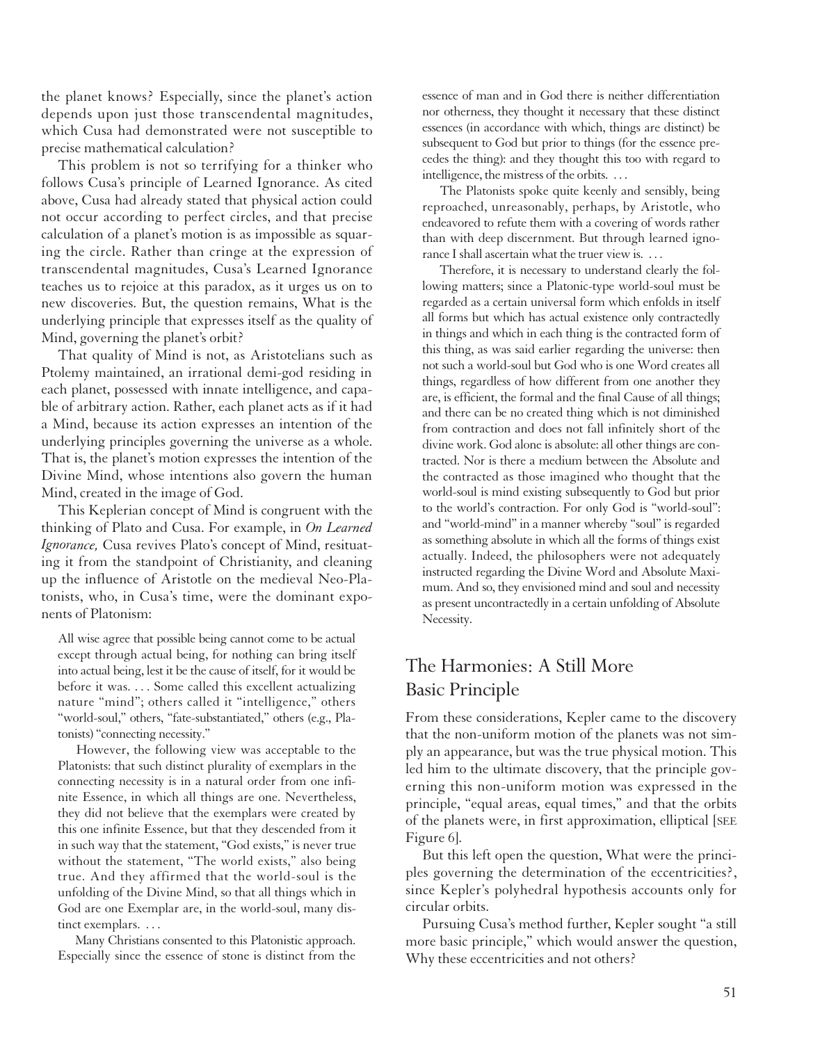the planet knows? Especially, since the planet's action depends upon just those transcendental magnitudes, which Cusa had demonstrated were not susceptible to precise mathematical calculation?

This problem is not so terrifying for a thinker who follows Cusa's principle of Learned Ignorance. As cited above, Cusa had already stated that physical action could not occur according to perfect circles, and that precise calculation of a planet's motion is as impossible as squaring the circle. Rather than cringe at the expression of transcendental magnitudes, Cusa's Learned Ignorance teaches us to rejoice at this paradox, as it urges us on to new discoveries. But, the question remains, What is the underlying principle that expresses itself as the quality of Mind, governing the planet's orbit?

That quality of Mind is not, as Aristotelians such as Ptolemy maintained, an irrational demi-god residing in each planet, possessed with innate intelligence, and capable of arbitrary action. Rather, each planet acts as if it had a Mind, because its action expresses an intention of the underlying principles governing the universe as a whole. That is, the planet's motion expresses the intention of the Divine Mind, whose intentions also govern the human Mind, created in the image of God.

This Keplerian concept of Mind is congruent with the thinking of Plato and Cusa. For example, in *On Learned Ignorance,* Cusa revives Plato's concept of Mind, resituating it from the standpoint of Christianity, and cleaning up the influence of Aristotle on the medieval Neo-Platonists, who, in Cusa's time, were the dominant exponents of Platonism:

> All wise agree that possible being cannot come to be actual except through actual being, for nothing can bring itself into actual being, lest it be the cause of itself, for it would be before it was. . . . Some called this excellent actualizing nature "mind"; others called it "intelligence," others "world-soul," others, "fate-substantiated," others (e.g., Platonists) "connecting necessity."
>
> However, the following view was acceptable to the Platonists: that such distinct plurality of exemplars in the connecting necessity is in a natural order from one infinite Essence, in which all things are one. Nevertheless, they did not believe that the exemplars were created by this one infinite Essence, but that they descended from it in such way that the statement, "God exists," is never true without the statement, "The world exists," also being true. And they affirmed that the world-soul is the unfolding of the Divine Mind, so that all things which in God are one Exemplar are, in the world-soul, many distinct exemplars. . . .
>
> Many Christians consented to this Platonistic approach. Especially since the essence of stone is distinct from the essence of man and in God there is neither differentiation nor otherness, they thought it necessary that these distinct essences (in accordance with which, things are distinct) be subsequent to God but prior to things (for the essence precedes the thing): and they thought this too with regard to intelligence, the mistress of the orbits. . . .
>
> The Platonists spoke quite keenly and sensibly, being reproached, unreasonably, perhaps, by Aristotle, who endeavored to refute them with a covering of words rather than with deep discernment. But through learned ignorance I shall ascertain what the truer view is. . . .
>
> Therefore, it is necessary to understand clearly the following matters; since a Platonic-type world-soul must be regarded as a certain universal form which enfolds in itself all forms but which has actual existence only contractedly in things and which in each thing is the contracted form of this thing, as was said earlier regarding the universe: then not such a world-soul but God who is one Word creates all things, regardless of how different from one another they are, is efficient, the formal and the final Cause of all things; and there can be no created thing which is not diminished from contraction and does not fall infinitely short of the divine work. God alone is absolute: all other things are contracted. Nor is there a medium between the Absolute and the contracted as those imagined who thought that the world-soul is mind existing subsequently to God but prior to the world's contraction. For only God is "world-soul": and "world-mind" in a manner whereby "soul" is regarded as something absolute in which all the forms of things exist actually. Indeed, the philosophers were not adequately instructed regarding the Divine Word and Absolute Maximum. And so, they envisioned mind and soul and necessity as present uncontractedly in a certain unfolding of Absolute Necessity.

## The Harmonies: A Still More Basic Principle

From these considerations, Kepler came to the discovery that the non-uniform motion of the planets was not simply an appearance, but was the true physical motion. This led him to the ultimate discovery, that the principle governing this non-uniform motion was expressed in the principle, "equal areas, equal times," and that the orbits of the planets were, in first approximation, elliptical [SEE Figure 6].

But this left open the question, What were the principles governing the determination of the eccentricities?, since Kepler's polyhedral hypothesis accounts only for circular orbits.

Pursuing Cusa's method further, Kepler sought "a still more basic principle," which would answer the question, Why these eccentricities and not others?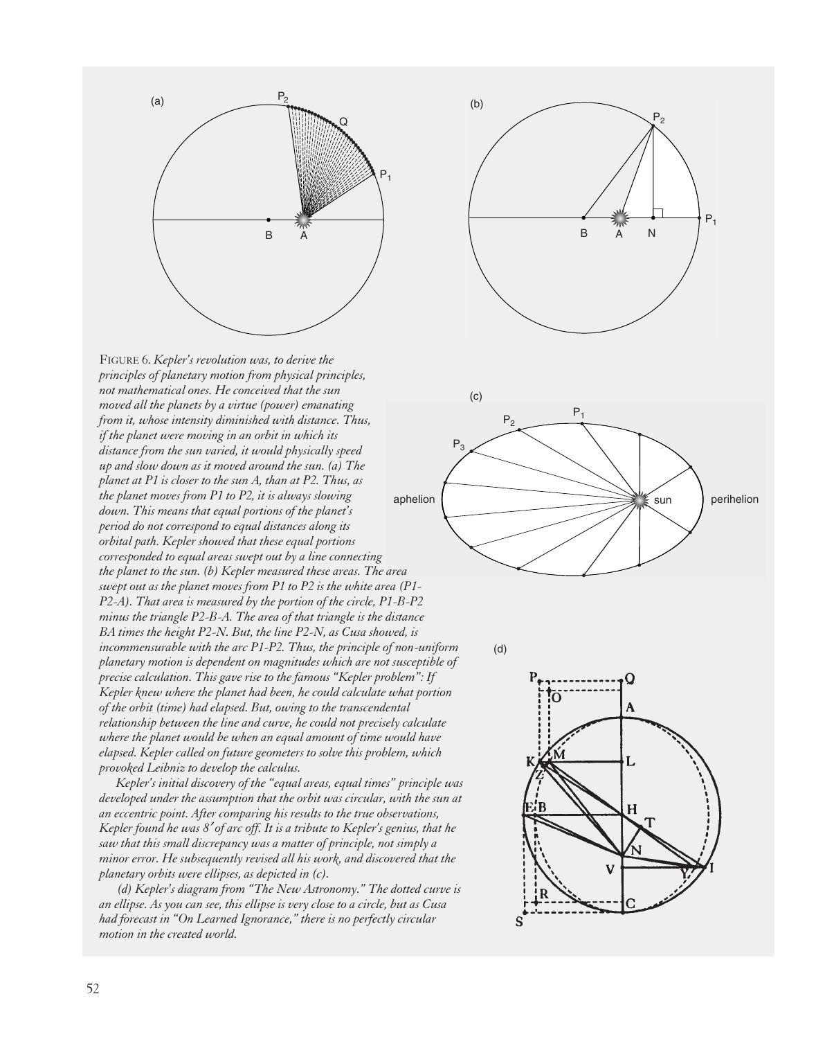FIGURE 6. *Kepler's revolution was, to derive the principles of planetary motion from physical principles, not mathematical ones. He conceived that the sun moved all the planets by a virtue (power) emanating from it, whose intensity diminished with distance. Thus, if the planet were moving in an orbit in which its distance from the sun varied, it would physically speed up and slow down as it moved around the sun. (a) The planet at P1 is closer to the sun A, than at P2. Thus, as the planet moves from P1 to P2, it is always slowing down. This means that equal portions of the planet's period do not correspond to equal distances along its orbital path. Kepler showed that these equal portions corresponded to equal areas swept out by a line connecting the planet to the sun. (b) Kepler measured these areas. The area swept out as the planet moves from P1 to P2 is the white area (P1-P2-A). That area is measured by the portion of the circle, P1-B-P2 minus the triangle P2-B-A. The area of that triangle is the distance BA times the height P2-N. But, the line P2-N, as Cusa showed, is incommensurable with the arc P1-P2. Thus, the principle of non-uniform planetary motion is dependent on magnitudes which are not susceptible of precise calculation. This gave rise to the famous "Kepler problem": If Kepler knew where the planet had been, he could calculate what portion of the orbit (time) had elapsed. But, owing to the transcendental relationship between the line and curve, he could not precisely calculate where the planet would be when an equal amount of time would have elapsed. Kepler called on future geometers to solve this problem, which provoked Leibniz to develop the calculus.*

*Kepler's initial discovery of the "equal areas, equal times" principle was developed under the assumption that the orbit was circular, with the sun at an eccentric point. After comparing his results to the true observations, Kepler found he was 8′ of arc off. It is a tribute to Kepler's genius, that he saw that this small discrepancy was a matter of principle, not simply a minor error. He subsequently revised all his work, and discovered that the planetary orbits were ellipses, as depicted in (c).*

*(d) Kepler's diagram from "The New Astronomy." The dotted curve is an ellipse. As you can see, this ellipse is very close to a circle, but as Cusa had forecast in "On Learned Ignorance," there is no perfectly circular motion in the created world.*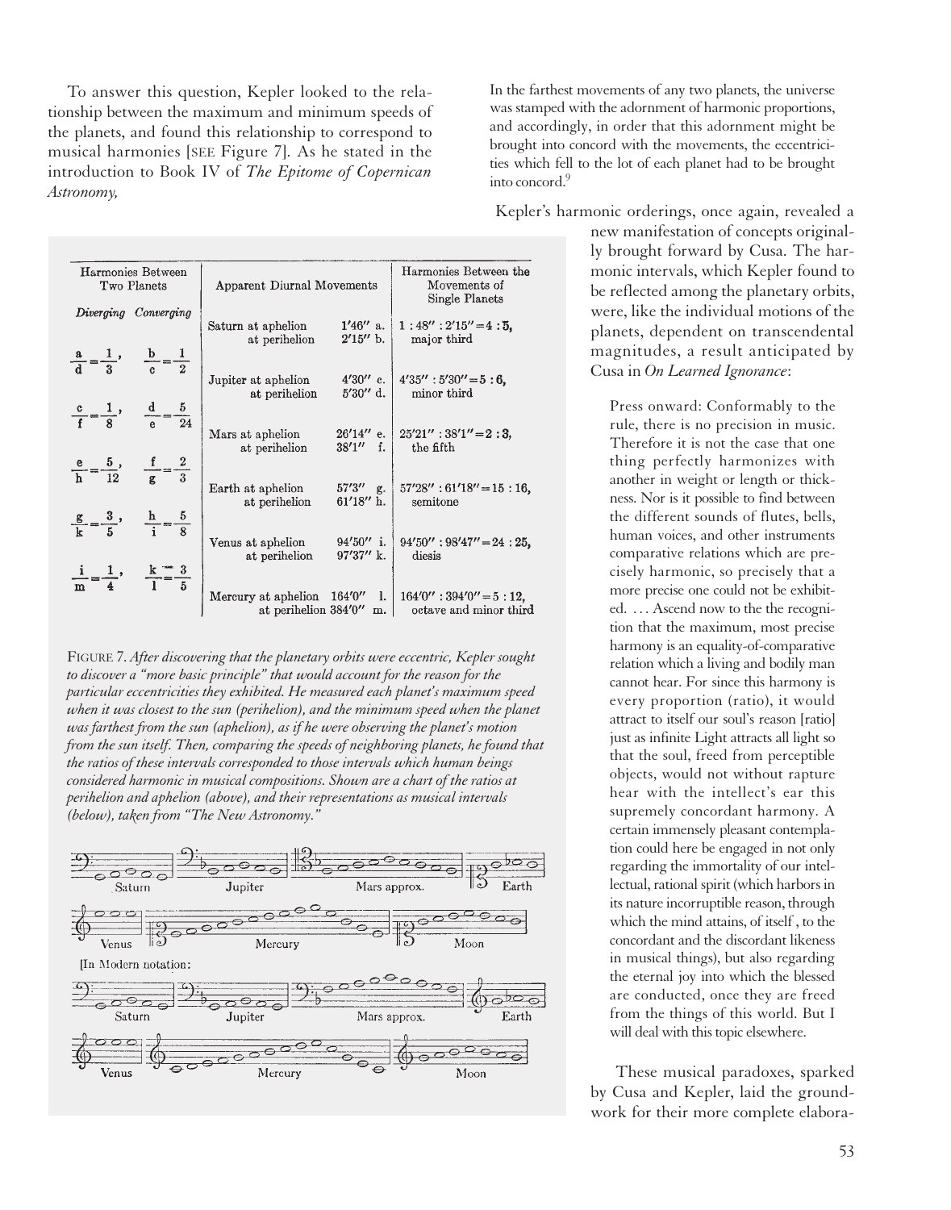To answer this question, Kepler looked to the relationship between the maximum and minimum speeds of the planets, and found this relationship to correspond to musical harmonies [SEE Figure 7]. As he stated in the introduction to Book IV of *The Epitome of Copernican Astronomy,*

> In the farthest movements of any two planets, the universe was stamped with the adornment of harmonic proportions, and accordingly, in order that this adornment might be brought into concord with the movements, the eccentricities which fell to the lot of each planet had to be brought into concord.[9]

| Harmonies Between Two Planets | | Apparent Diurnal Movements | | Harmonies Between the Movements of Single Planets |
|---|---|---|---|---|
| *Diverging* | *Converging* | | | |
| | | Saturn at aphelion | 1′46″ a. | $1:48'':2'15''=4:5$, |
| $\frac{a}{d}=\frac{1}{3}$, | $\frac{b}{c}=\frac{1}{2}$ | at perihelion | 2′15″ b. | major third |
| | | Jupiter at aphelion | 4′30″ c. | $4'35'':5'30''=5:6$, |
| $\frac{c}{f}=\frac{1}{8}$, | $\frac{d}{e}=\frac{5}{24}$ | at perihelion | 5′30″ d. | minor third |
| | | Mars at aphelion | 26′14″ e. | $25'21'':38'1''=2:3$, |
| $\frac{e}{h}=\frac{5}{12}$, | $\frac{f}{g}=\frac{2}{3}$ | at perihelion | 38′1″ f. | the fifth |
| | | Earth at aphelion | 57′3″ g. | $57'28'':61'18''=15:16$, |
| $\frac{g}{k}=\frac{3}{5}$, | $\frac{h}{i}=\frac{5}{8}$ | at perihelion | 61′18″ h. | semitone |
| | | Venus at aphelion | 94′50″ i. | $94'50'':98'47''=24:25$, |
| $\frac{i}{m}=\frac{1}{4}$, | $\frac{k}{l}=\frac{3}{5}$ | at perihelion | 97′37″ k. | diesis |
| | | Mercury at aphelion | 164′0″ l. | $164'0'':394'0''=5:12$, |
| | | at perihelion | 384′0″ m. | octave and minor third |

Saturn Jupiter Mars approx. Earth Venus Mercury Moon

[In Modern notation:

Saturn Jupiter Mars approx. Earth Venus Mercury Moon

FIGURE 7. *After discovering that the planetary orbits were eccentric, Kepler sought to discover a "more basic principle" that would account for the reason for the particular eccentricities they exhibited. He measured each planet's maximum speed when it was closest to the sun (perihelion), and the minimum speed when the planet was farthest from the sun (aphelion), as if he were observing the planet's motion from the sun itself. Then, comparing the speeds of neighboring planets, he found that the ratios of these intervals corresponded to those intervals which human beings considered harmonic in musical compositions. Shown are a chart of the ratios at perihelion and aphelion (above), and their representations as musical intervals (below), taken from "The New Astronomy."*

Kepler's harmonic orderings, once again, revealed a new manifestation of concepts originally brought forward by Cusa. The harmonic intervals, which Kepler found to be reflected among the planetary orbits, were, like the individual motions of the planets, dependent on transcendental magnitudes, a result anticipated by Cusa in *On Learned Ignorance*:

> Press onward: Conformably to the rule, there is no precision in music. Therefore it is not the case that one thing perfectly harmonizes with another in weight or length or thickness. Nor is it possible to find between the different sounds of flutes, bells, human voices, and other instruments comparative relations which are precisely harmonic, so precisely that a more precise one could not be exhibited. . . . Ascend now to the the recognition that the maximum, most precise harmony is an equality-of-comparative relation which a living and bodily man cannot hear. For since this harmony is every proportion (ratio), it would attract to itself our soul's reason [ratio] just as infinite Light attracts all light so that the soul, freed from perceptible objects, would not without rapture hear with the intellect's ear this supremely concordant harmony. A certain immensely pleasant contemplation could here be engaged in not only regarding the immortality of our intellectual, rational spirit (which harbors in its nature incorruptible reason, through which the mind attains, of itself , to the concordant and the discordant likeness in musical things), but also regarding the eternal joy into which the blessed are conducted, once they are freed from the things of this world. But I will deal with this topic elsewhere.

These musical paradoxes, sparked by Cusa and Kepler, laid the groundwork for their more complete elabora-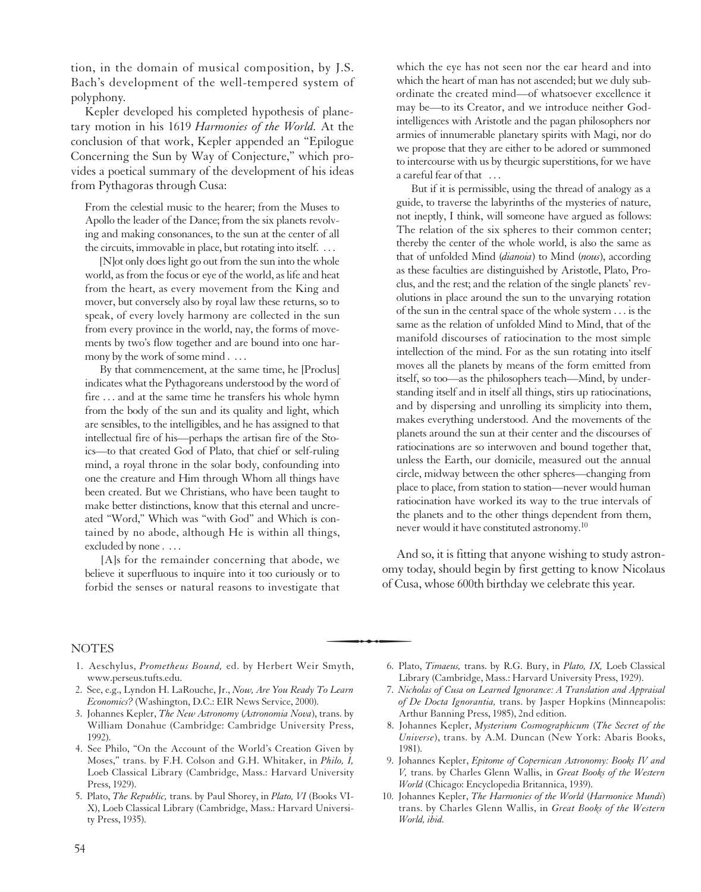tion, in the domain of musical composition, by J.S. Bach's development of the well-tempered system of polyphony.

Kepler developed his completed hypothesis of planetary motion in his 1619 *Harmonies of the World.* At the conclusion of that work, Kepler appended an "Epilogue Concerning the Sun by Way of Conjecture," which provides a poetical summary of the development of his ideas from Pythagoras through Cusa:

> From the celestial music to the hearer; from the Muses to Apollo the leader of the Dance; from the six planets revolving and making consonances, to the sun at the center of all the circuits, immovable in place, but rotating into itself. . . .
>
> [N]ot only does light go out from the sun into the whole world, as from the focus or eye of the world, as life and heat from the heart, as every movement from the King and mover, but conversely also by royal law these returns, so to speak, of every lovely harmony are collected in the sun from every province in the world, nay, the forms of movements by two's flow together and are bound into one harmony by the work of some mind . . . .
>
> By that commencement, at the same time, he [Proclus] indicates what the Pythagoreans understood by the word of fire . . . and at the same time he transfers his whole hymn from the body of the sun and its quality and light, which are sensibles, to the intelligibles, and he has assigned to that intellectual fire of his—perhaps the artisan fire of the Stoics—to that created God of Plato, that chief or self-ruling mind, a royal throne in the solar body, confounding into one the creature and Him through Whom all things have been created. But we Christians, who have been taught to make better distinctions, know that this eternal and uncreated "Word," Which was "with God" and Which is contained by no abode, although He is within all things, excluded by none . . . .
>
> [A]s for the remainder concerning that abode, we believe it superfluous to inquire into it too curiously or to forbid the senses or natural reasons to investigate that which the eye has not seen nor the ear heard and into which the heart of man has not ascended; but we duly subordinate the created mind—of whatsoever excellence it may be—to its Creator, and we introduce neither God-intelligences with Aristotle and the pagan philosophers nor armies of innumerable planetary spirits with Magi, nor do we propose that they are either to be adored or summoned to intercourse with us by theurgic superstitions, for we have a careful fear of that . . .
>
> But if it is permissible, using the thread of analogy as a guide, to traverse the labyrinths of the mysteries of nature, not ineptly, I think, will someone have argued as follows: The relation of the six spheres to their common center; thereby the center of the whole world, is also the same as that of unfolded Mind (*dianoia*) to Mind (*nous*), according as these faculties are distinguished by Aristotle, Plato, Proclus, and the rest; and the relation of the single planets' revolutions in place around the sun to the unvarying rotation of the sun in the central space of the whole system . . . is the same as the relation of unfolded Mind to Mind, that of the manifold discourses of ratiocination to the most simple intellection of the mind. For as the sun rotating into itself moves all the planets by means of the form emitted from itself, so too—as the philosophers teach—Mind, by understanding itself and in itself all things, stirs up ratiocinations, and by dispersing and unrolling its simplicity into them, makes everything understood. And the movements of the planets around the sun at their center and the discourses of ratiocinations are so interwoven and bound together that, unless the Earth, our domicile, measured out the annual circle, midway between the other spheres—changing from place to place, from station to station—never would human ratiocination have worked its way to the true intervals of the planets and to the other things dependent from them, never would it have constituted astronomy.[10]

And so, it is fitting that anyone wishing to study astronomy today, should begin by first getting to know Nicolaus of Cusa, whose 600th birthday we celebrate this year.

## NOTES

1. Aeschylus, *Prometheus Bound,* ed. by Herbert Weir Smyth, www.perseus.tufts.edu.
2. See, e.g., Lyndon H. LaRouche, Jr., *Now, Are You Ready To Learn Economics?* (Washington, D.C.: EIR News Service, 2000).
3. Johannes Kepler, *The New Astronomy* (*Astronomia Nova*), trans. by William Donahue (Cambridge: Cambridge University Press, 1992).
4. See Philo, "On the Account of the World's Creation Given by Moses," trans. by F.H. Colson and G.H. Whitaker, in *Philo, I,* Loeb Classical Library (Cambridge, Mass.: Harvard University Press, 1929).
5. Plato, *The Republic,* trans. by Paul Shorey, in *Plato, VI* (Books VI-X), Loeb Classical Library (Cambridge, Mass.: Harvard University Press, 1935).
6. Plato, *Timaeus,* trans. by R.G. Bury, in *Plato, IX,* Loeb Classical Library (Cambridge, Mass.: Harvard University Press, 1929).
7. *Nicholas of Cusa on Learned Ignorance: A Translation and Appraisal of De Docta Ignorantia,* trans. by Jasper Hopkins (Minneapolis: Arthur Banning Press, 1985), 2nd edition.
8. Johannes Kepler, *Mysterium Cosmographicum* (*The Secret of the Universe*), trans. by A.M. Duncan (New York: Abaris Books, 1981).
9. Johannes Kepler, *Epitome of Copernican Astronomy: Books IV and V,* trans. by Charles Glenn Wallis, in *Great Books of the Western World* (Chicago: Encyclopedia Britannica, 1939).
10. Johannes Kepler, *The Harmonies of the World* (*Harmonice Mundi*) trans. by Charles Glenn Wallis, in *Great Books of the Western World, ibid.*